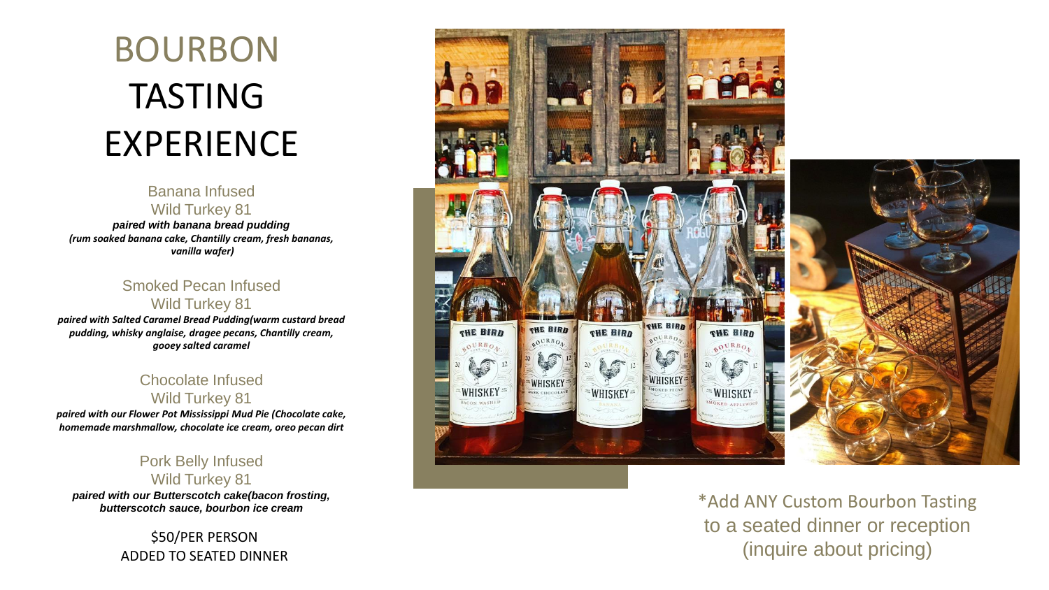# BOURBON TASTING EXPERIENCE

Banana Infused
Wild Turkey 81
***paired with banana bread pudding***
***(rum soaked banana cake, Chantilly cream, fresh bananas, vanilla wafer)***

Smoked Pecan Infused
Wild Turkey 81
***paired with Salted Caramel Bread Pudding(warm custard bread pudding, whisky anglaise, dragee pecans, Chantilly cream, gooey salted caramel***

Chocolate Infused
Wild Turkey 81
***paired with our Flower Pot Mississippi Mud Pie (Chocolate cake, homemade marshmallow, chocolate ice cream, oreo pecan dirt***

Pork Belly Infused
Wild Turkey 81
***paired with our Butterscotch cake(bacon frosting, butterscotch sauce, bourbon ice cream***

$50/PER PERSON
ADDED TO SEATED DINNER

*Add ANY Custom Bourbon Tasting to a seated dinner or reception (inquire about pricing)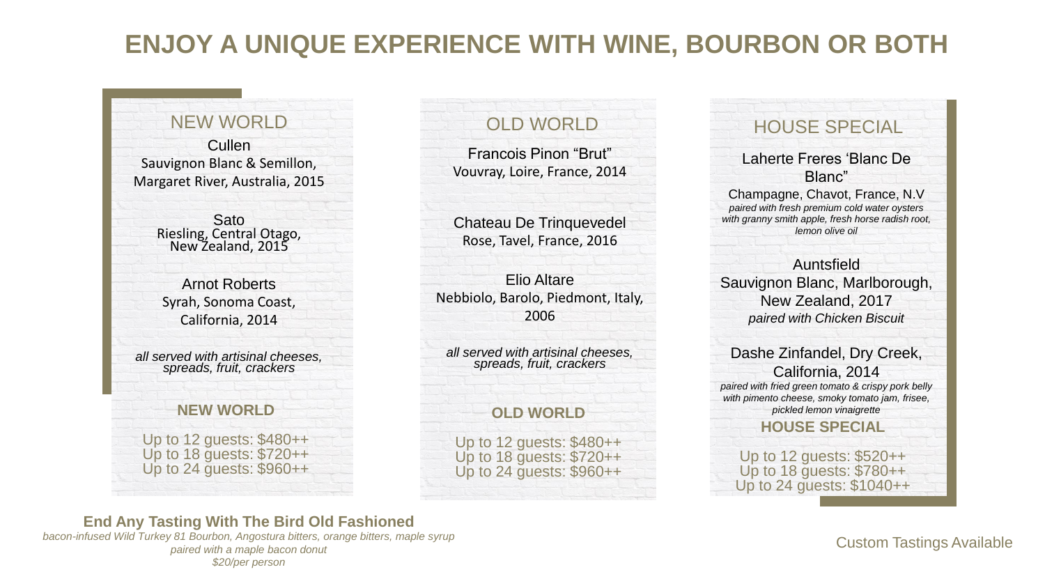# ENJOY A UNIQUE EXPERIENCE WITH WINE, BOURBON OR BOTH

## NEW WORLD

Cullen
Sauvignon Blanc & Semillon, Margaret River, Australia, 2015

Sato
Riesling, Central Otago, New Zealand, 2015

Arnot Roberts
Syrah, Sonoma Coast, California, 2014

*all served with artisinal cheeses, spreads, fruit, crackers*

**NEW WORLD**

Up to 12 guests: $480++
Up to 18 guests: $720++
Up to 24 guests: $960++

## OLD WORLD

Francois Pinon "Brut"
Vouvray, Loire, France, 2014

Chateau De Trinquevedel
Rose, Tavel, France, 2016

Elio Altare
Nebbiolo, Barolo, Piedmont, Italy, 2006

*all served with artisinal cheeses, spreads, fruit, crackers*

**OLD WORLD**

Up to 12 guests: $480++
Up to 18 guests: $720++
Up to 24 guests: $960++

## HOUSE SPECIAL

Laherte Freres 'Blanc De Blanc"
Champagne, Chavot, France, N.V
*paired with fresh premium cold water oysters with granny smith apple, fresh horse radish root, lemon olive oil*

Auntsfield
Sauvignon Blanc, Marlborough, New Zealand, 2017
*paired with Chicken Biscuit*

Dashe Zinfandel, Dry Creek, California, 2014
*paired with fried green tomato & crispy pork belly with pimento cheese, smoky tomato jam, frisee, pickled lemon vinaigrette*

**HOUSE SPECIAL**

Up to 12 guests: $520++
Up to 18 guests: $780++
Up to 24 guests: $1040++

**End Any Tasting With The Bird Old Fashioned**
*bacon-infused Wild Turkey 81 Bourbon, Angostura bitters, orange bitters, maple syrup*
*paired with a maple bacon donut*
*$20/per person*

Custom Tastings Available